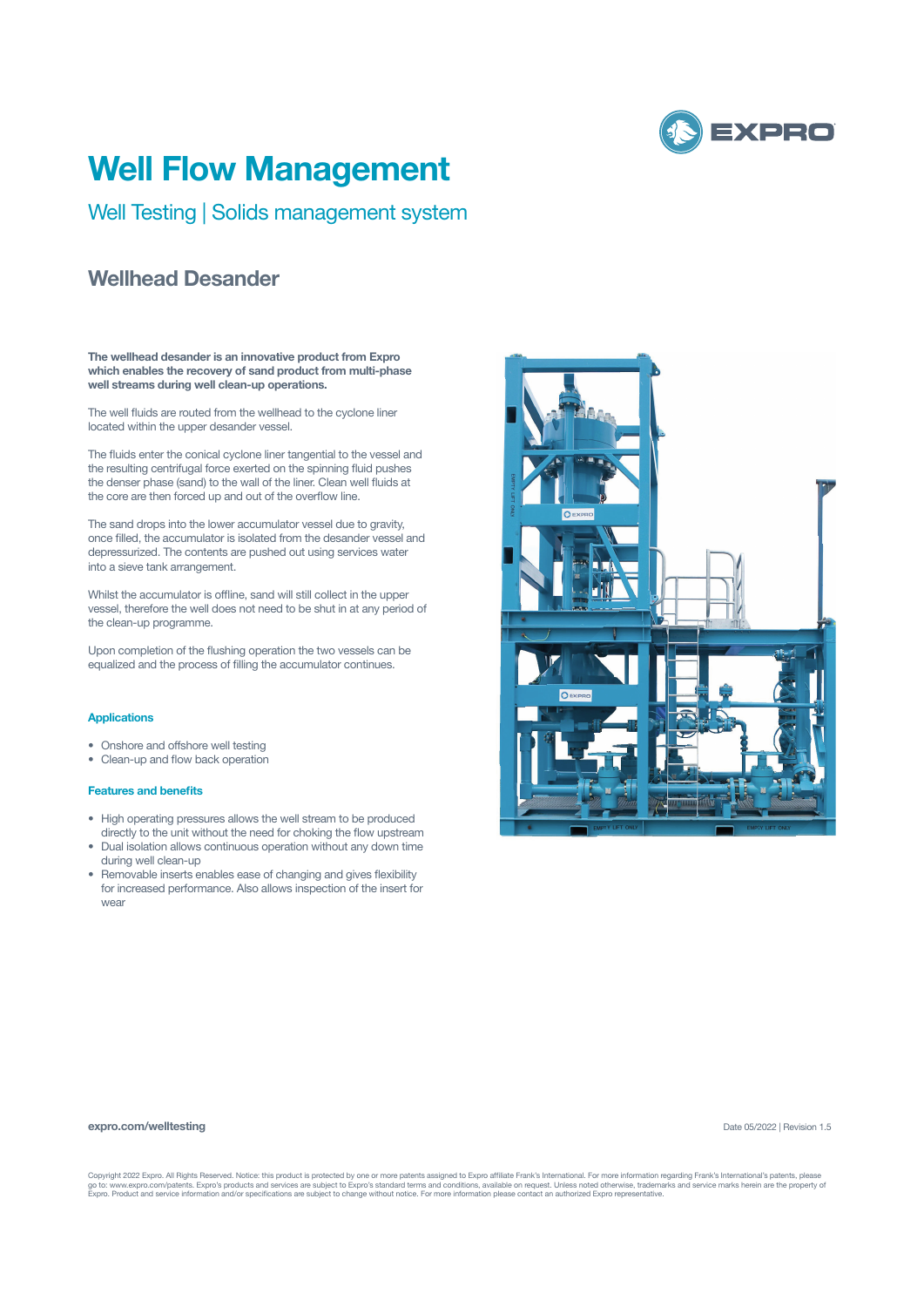# Well Flow Management

## Well Testing | Solids management system

### Wellhead Desander

**The wellhead desander is an innovative product from Expro which enables the recovery of sand product from multi-phase well streams during well clean-up operations.**

The well fluids are routed from the wellhead to the cyclone liner located within the upper desander vessel.

The fluids enter the conical cyclone liner tangential to the vessel and the resulting centrifugal force exerted on the spinning fluid pushes the denser phase (sand) to the wall of the liner. Clean well fluids at the core are then forced up and out of the overflow line.

The sand drops into the lower accumulator vessel due to gravity, once filled, the accumulator is isolated from the desander vessel and depressurized. The contents are pushed out using services water into a sieve tank arrangement.

Whilst the accumulator is offline, sand will still collect in the upper vessel, therefore the well does not need to be shut in at any period of the clean-up programme.

Upon completion of the flushing operation the two vessels can be equalized and the process of filling the accumulator continues.

#### Applications

- Onshore and offshore well testing
- Clean-up and flow back operation

#### Features and benefits

- High operating pressures allows the well stream to be produced directly to the unit without the need for choking the flow upstream
- Dual isolation allows continuous operation without any down time during well clean-up
- Removable inserts enables ease of changing and gives flexibility for increased performance. Also allows inspection of the insert for wear

**expro.com/welltesting**

Date 05/2022 | Revision 1.5

Copyright 2022 Expro. All Rights Reserved. Notice: this product is protected by one or more patents assigned to Expro affiliate Frank's International. For more information regarding Frank's International's patents, please go to: www.expro.com/patents. Expro's products and services are subject to Expro's standard terms and conditions, available on request. Unless noted otherwise, trademarks and service marks herein are the property of Expro. Product and service information and/or specifications are subject to change without notice. For more information please contact an authorized Expro representative.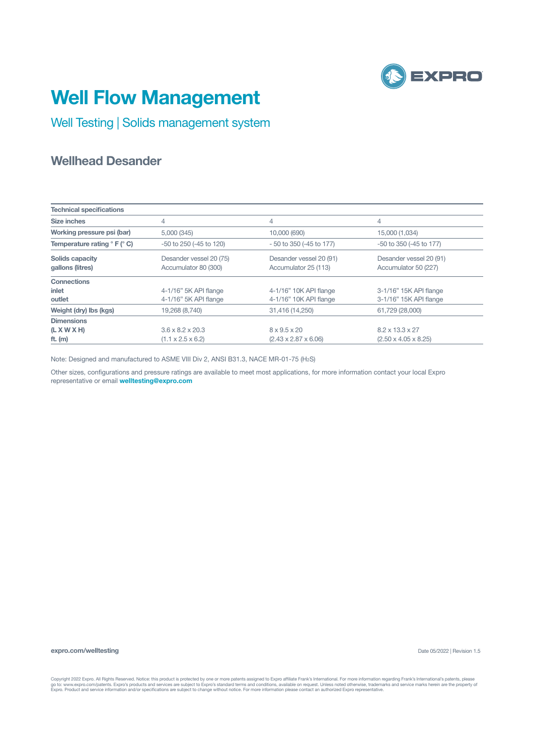# Well Flow Management

## Well Testing | Solids management system

### Wellhead Desander

| Technical specifications | | | |
|---|---|---|---|
| **Size inches** | 4 | 4 | 4 |
| **Working pressure psi (bar)** | 5,000 (345) | 10,000 (690) | 15,000 (1,034) |
| **Temperature rating ° F (° C)** | -50 to 250 (-45 to 120) | - 50 to 350 (-45 to 177) | -50 to 350 (-45 to 177) |
| **Solids capacity gallons (litres)** | Desander vessel 20 (75)<br>Accumulator 80 (300) | Desander vessel 20 (91)<br>Accumulator 25 (113) | Desander vessel 20 (91)<br>Accumulator 50 (227) |
| **Connections** | | | |
| **inlet** | 4-1/16” 5K API flange | 4-1/16” 10K API flange | 3-1/16” 15K API flange |
| **outlet** | 4-1/16” 5K API flange | 4-1/16” 10K API flange | 3-1/16” 15K API flange |
| **Weight (dry) lbs (kgs)** | 19,268 (8,740) | 31,416 (14,250) | 61,729 (28,000) |
| **Dimensions (L X W X H) ft. (m)** | 3.6 x 8.2 x 20.3<br>(1.1 x 2.5 x 6.2) | 8 x 9.5 x 20<br>(2.43 x 2.87 x 6.06) | 8.2 x 13.3 x 27<br>(2.50 x 4.05 x 8.25) |

Note: Designed and manufactured to ASME VIII Div 2, ANSI B31.3, NACE MR-01-75 ($H_2S$)

Other sizes, configurations and pressure ratings are available to meet most applications, for more information contact your local Expro representative or email **welltesting@expro.com**

**expro.com/welltesting**

Date 05/2022 | Revision 1.5

Copyright 2022 Expro. All Rights Reserved. Notice: this product is protected by one or more patents assigned to Expro affiliate Frank's International. For more information regarding Frank's International's patents, please go to: www.expro.com/patents. Expro's products and services are subject to Expro's standard terms and conditions, available on request. Unless noted otherwise, trademarks and service marks herein are the property of Expro. Product and service information and/or specifications are subject to change without notice. For more information please contact an authorized Expro representative.